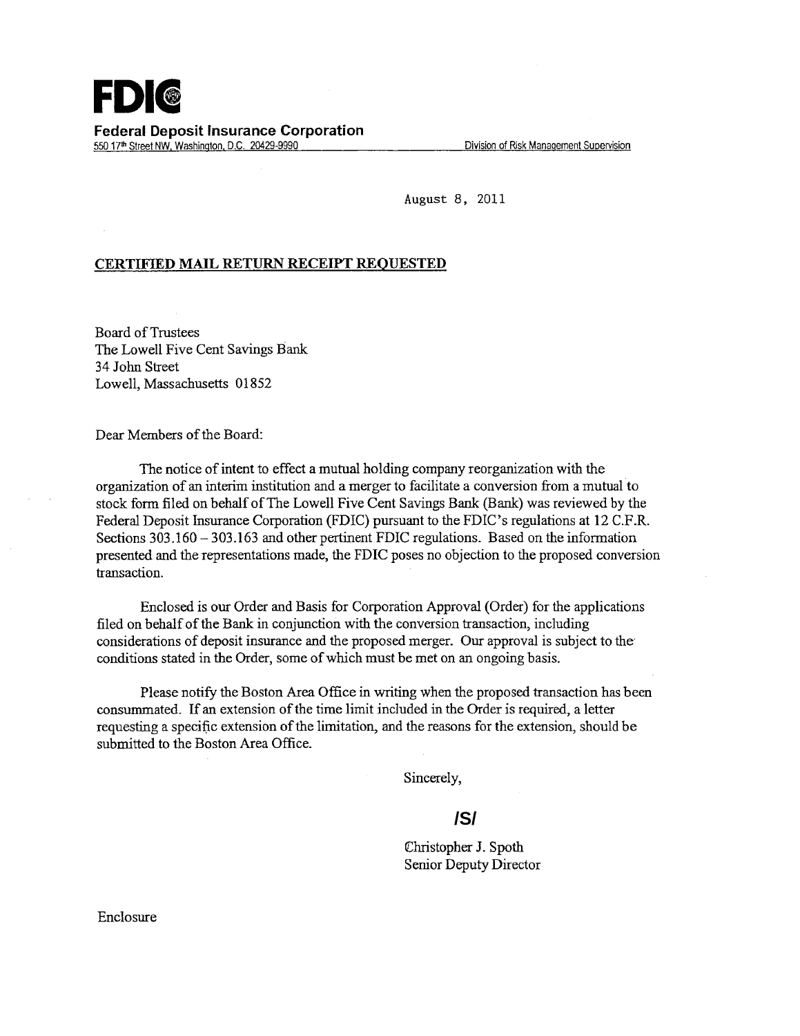# FDIC

**Federal Deposit Insurance Corporation**
550 17th Street NW, Washington, D.C. 20429-9990 Division of Risk Management Supervision

August 8, 2011

**CERTIFIED MAIL RETURN RECEIPT REQUESTED**

Board of Trustees
The Lowell Five Cent Savings Bank
34 John Street
Lowell, Massachusetts 01852

Dear Members of the Board:

The notice of intent to effect a mutual holding company reorganization with the organization of an interim institution and a merger to facilitate a conversion from a mutual to stock form filed on behalf of The Lowell Five Cent Savings Bank (Bank) was reviewed by the Federal Deposit Insurance Corporation (FDIC) pursuant to the FDIC's regulations at 12 C.F.R. Sections 303.160 – 303.163 and other pertinent FDIC regulations. Based on the information presented and the representations made, the FDIC poses no objection to the proposed conversion transaction.

Enclosed is our Order and Basis for Corporation Approval (Order) for the applications filed on behalf of the Bank in conjunction with the conversion transaction, including considerations of deposit insurance and the proposed merger. Our approval is subject to the conditions stated in the Order, some of which must be met on an ongoing basis.

Please notify the Boston Area Office in writing when the proposed transaction has been consummated. If an extension of the time limit included in the Order is required, a letter requesting a specific extension of the limitation, and the reasons for the extension, should be submitted to the Boston Area Office.

Sincerely,

/S/

Christopher J. Spoth
Senior Deputy Director

Enclosure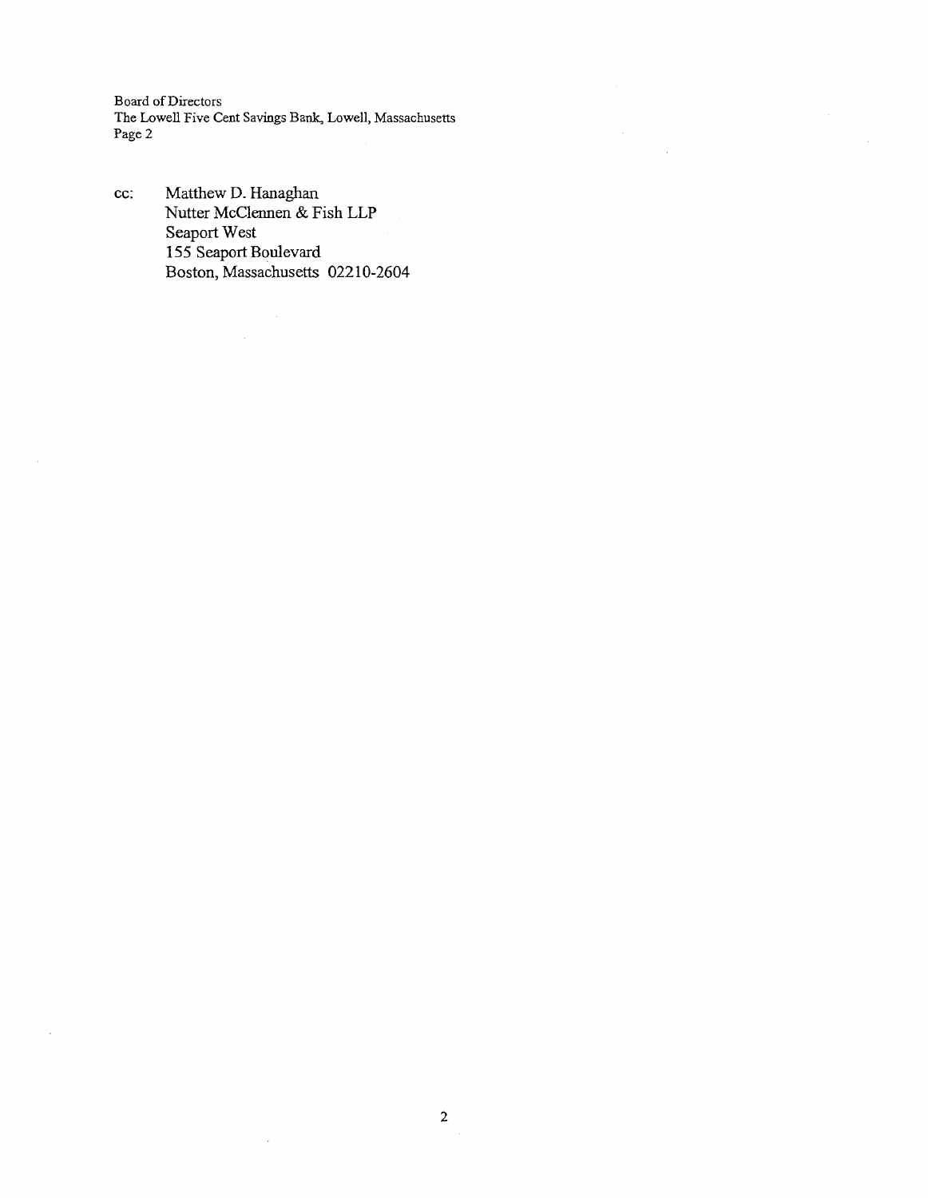cc: Matthew D. Hanaghan
Nutter McClennen & Fish LLP
Seaport West
155 Seaport Boulevard
Boston, Massachusetts 02210-2604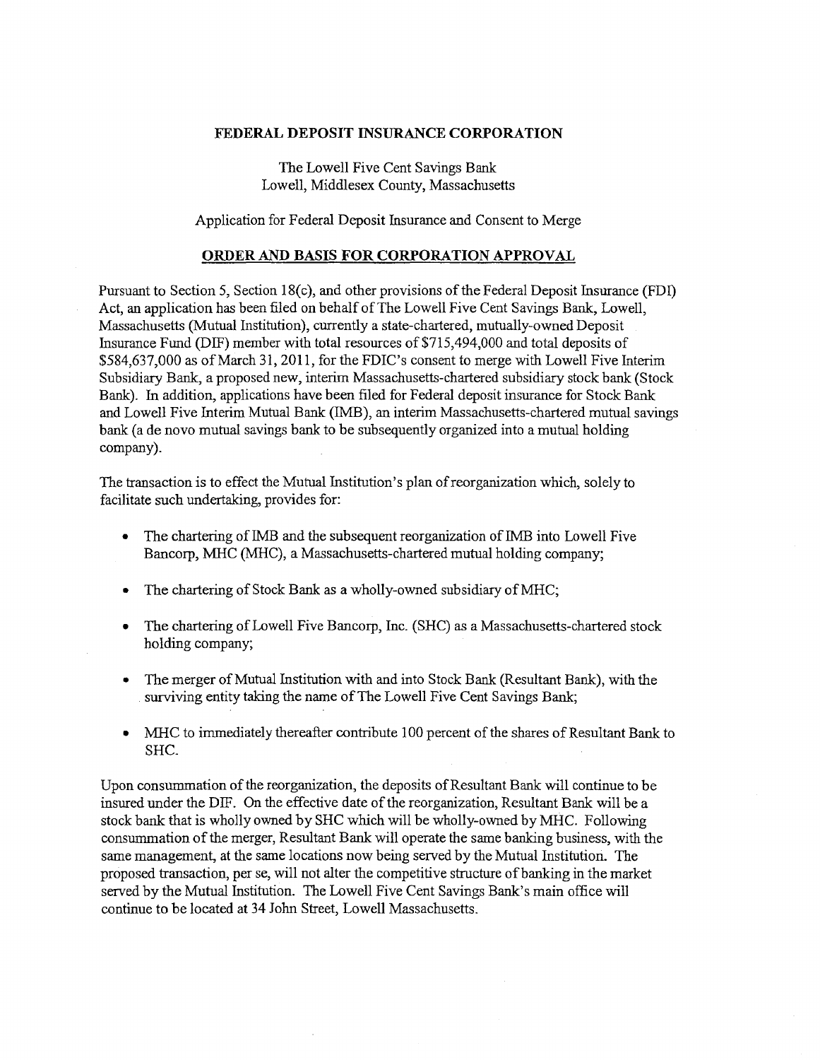**FEDERAL DEPOSIT INSURANCE CORPORATION**

The Lowell Five Cent Savings Bank
Lowell, Middlesex County, Massachusetts

Application for Federal Deposit Insurance and Consent to Merge

**ORDER AND BASIS FOR CORPORATION APPROVAL**

Pursuant to Section 5, Section 18(c), and other provisions of the Federal Deposit Insurance (FDI) Act, an application has been filed on behalf of The Lowell Five Cent Savings Bank, Lowell, Massachusetts (Mutual Institution), currently a state-chartered, mutually-owned Deposit Insurance Fund (DIF) member with total resources of $715,494,000 and total deposits of $584,637,000 as of March 31, 2011, for the FDIC's consent to merge with Lowell Five Interim Subsidiary Bank, a proposed new, interim Massachusetts-chartered subsidiary stock bank (Stock Bank). In addition, applications have been filed for Federal deposit insurance for Stock Bank and Lowell Five Interim Mutual Bank (IMB), an interim Massachusetts-chartered mutual savings bank (a de novo mutual savings bank to be subsequently organized into a mutual holding company).

The transaction is to effect the Mutual Institution's plan of reorganization which, solely to facilitate such undertaking, provides for:

- The chartering of IMB and the subsequent reorganization of IMB into Lowell Five Bancorp, MHC (MHC), a Massachusetts-chartered mutual holding company;
- The chartering of Stock Bank as a wholly-owned subsidiary of MHC;
- The chartering of Lowell Five Bancorp, Inc. (SHC) as a Massachusetts-chartered stock holding company;
- The merger of Mutual Institution with and into Stock Bank (Resultant Bank), with the surviving entity taking the name of The Lowell Five Cent Savings Bank;
- MHC to immediately thereafter contribute 100 percent of the shares of Resultant Bank to SHC.

Upon consummation of the reorganization, the deposits of Resultant Bank will continue to be insured under the DIF. On the effective date of the reorganization, Resultant Bank will be a stock bank that is wholly owned by SHC which will be wholly-owned by MHC. Following consummation of the merger, Resultant Bank will operate the same banking business, with the same management, at the same locations now being served by the Mutual Institution. The proposed transaction, per se, will not alter the competitive structure of banking in the market served by the Mutual Institution. The Lowell Five Cent Savings Bank's main office will continue to be located at 34 John Street, Lowell Massachusetts.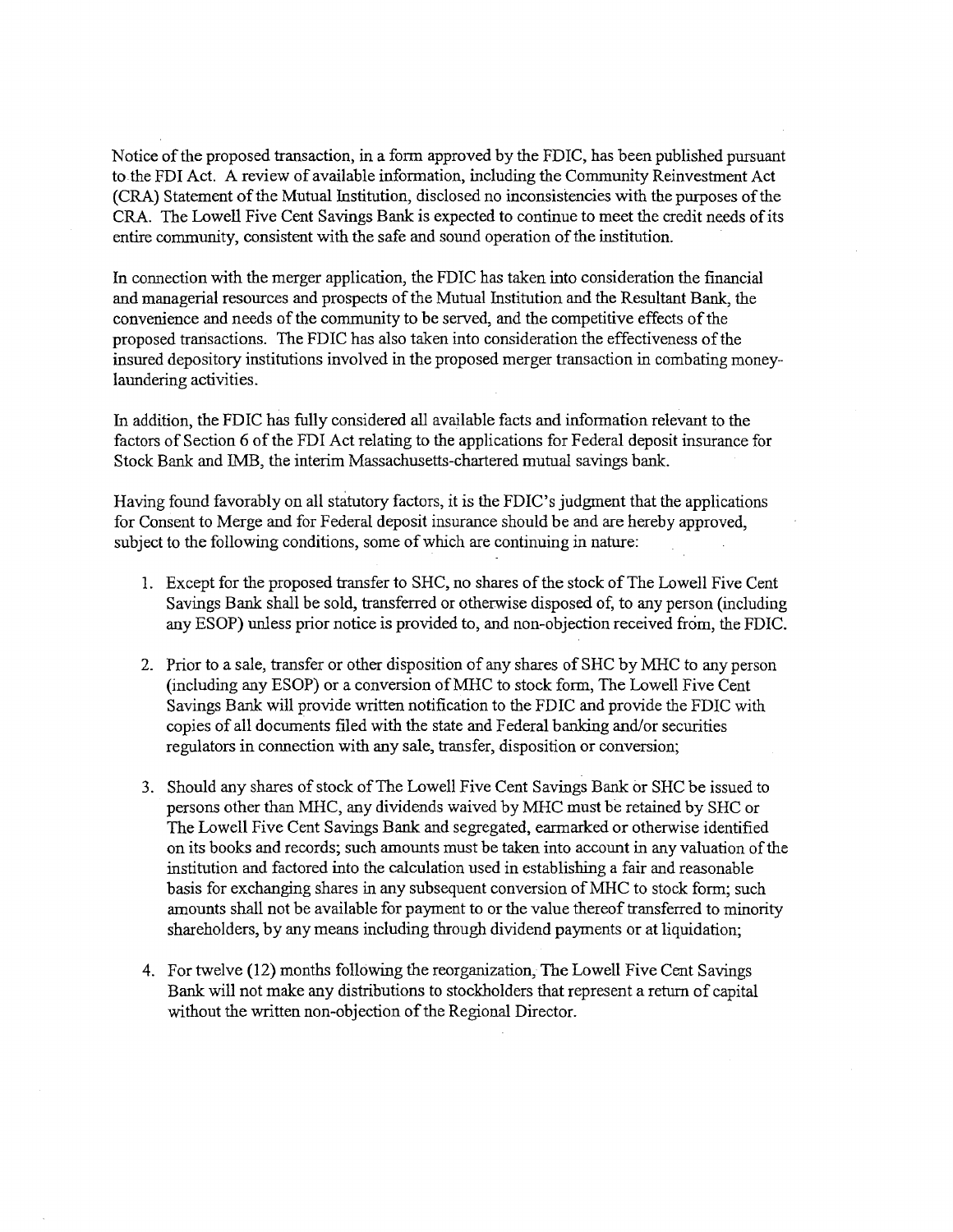Notice of the proposed transaction, in a form approved by the FDIC, has been published pursuant to the FDI Act. A review of available information, including the Community Reinvestment Act (CRA) Statement of the Mutual Institution, disclosed no inconsistencies with the purposes of the CRA. The Lowell Five Cent Savings Bank is expected to continue to meet the credit needs of its entire community, consistent with the safe and sound operation of the institution.

In connection with the merger application, the FDIC has taken into consideration the financial and managerial resources and prospects of the Mutual Institution and the Resultant Bank, the convenience and needs of the community to be served, and the competitive effects of the proposed transactions. The FDIC has also taken into consideration the effectiveness of the insured depository institutions involved in the proposed merger transaction in combating money-laundering activities.

In addition, the FDIC has fully considered all available facts and information relevant to the factors of Section 6 of the FDI Act relating to the applications for Federal deposit insurance for Stock Bank and IMB, the interim Massachusetts-chartered mutual savings bank.

Having found favorably on all statutory factors, it is the FDIC's judgment that the applications for Consent to Merge and for Federal deposit insurance should be and are hereby approved, subject to the following conditions, some of which are continuing in nature:

1. Except for the proposed transfer to SHC, no shares of the stock of The Lowell Five Cent Savings Bank shall be sold, transferred or otherwise disposed of, to any person (including any ESOP) unless prior notice is provided to, and non-objection received from, the FDIC.

2. Prior to a sale, transfer or other disposition of any shares of SHC by MHC to any person (including any ESOP) or a conversion of MHC to stock form, The Lowell Five Cent Savings Bank will provide written notification to the FDIC and provide the FDIC with copies of all documents filed with the state and Federal banking and/or securities regulators in connection with any sale, transfer, disposition or conversion;

3. Should any shares of stock of The Lowell Five Cent Savings Bank or SHC be issued to persons other than MHC, any dividends waived by MHC must be retained by SHC or The Lowell Five Cent Savings Bank and segregated, earmarked or otherwise identified on its books and records; such amounts must be taken into account in any valuation of the institution and factored into the calculation used in establishing a fair and reasonable basis for exchanging shares in any subsequent conversion of MHC to stock form; such amounts shall not be available for payment to or the value thereof transferred to minority shareholders, by any means including through dividend payments or at liquidation;

4. For twelve (12) months following the reorganization, The Lowell Five Cent Savings Bank will not make any distributions to stockholders that represent a return of capital without the written non-objection of the Regional Director.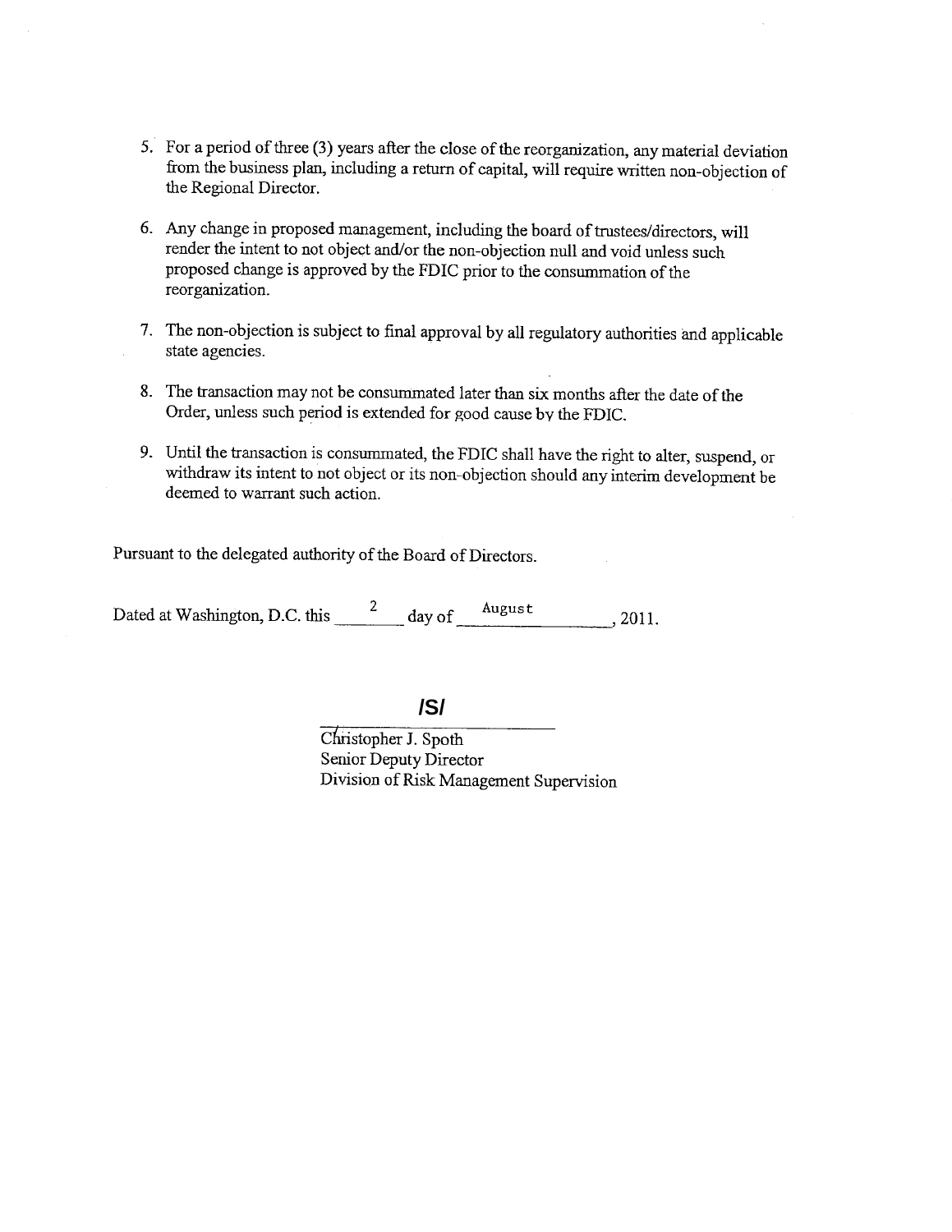5. For a period of three (3) years after the close of the reorganization, any material deviation from the business plan, including a return of capital, will require written non-objection of the Regional Director.

6. Any change in proposed management, including the board of trustees/directors, will render the intent to not object and/or the non-objection null and void unless such proposed change is approved by the FDIC prior to the consummation of the reorganization.

7. The non-objection is subject to final approval by all regulatory authorities and applicable state agencies.

8. The transaction may not be consummated later than six months after the date of the Order, unless such period is extended for good cause by the FDIC.

9. Until the transaction is consummated, the FDIC shall have the right to alter, suspend, or withdraw its intent to not object or its non-objection should any interim development be deemed to warrant such action.

Pursuant to the delegated authority of the Board of Directors.

Dated at Washington, D.C. this 2 day of August, 2011.

/S/

Christopher J. Spoth
Senior Deputy Director
Division of Risk Management Supervision